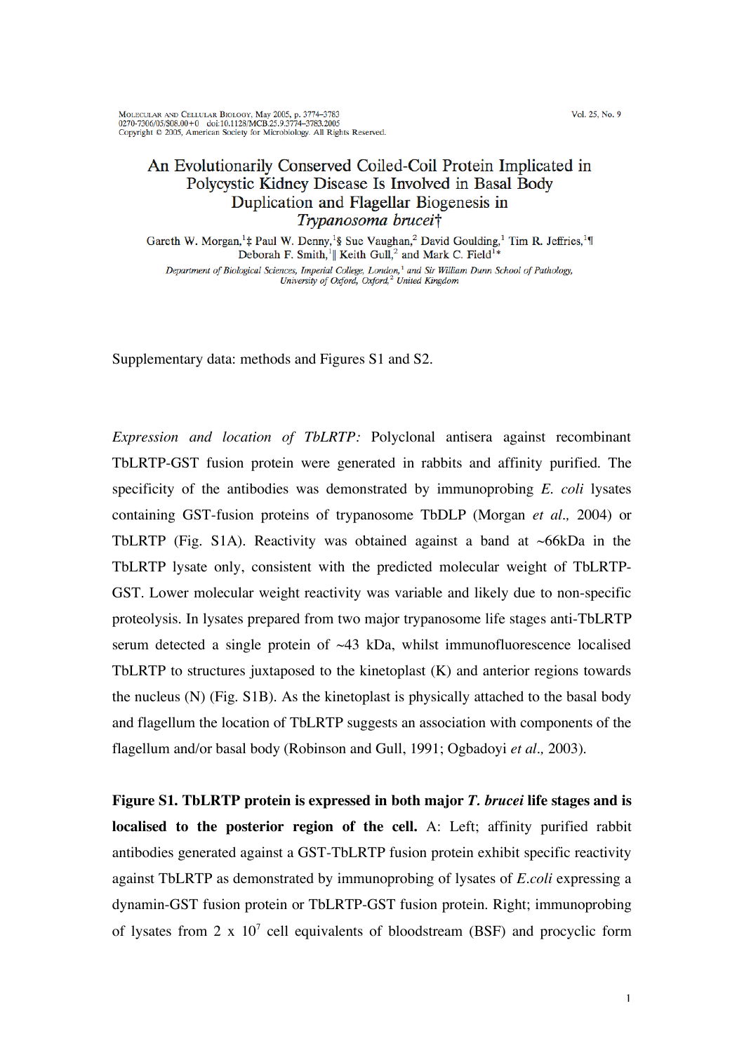MOLECULAR AND CELLULAR BIOLOGY, May 2005, p. 3774–3783
0270-7306/05/$08.00+0 doi:10.1128/MCB.25.9.3774–3783.2005
Copyright © 2005, American Society for Microbiology. All Rights Reserved.

Vol. 25, No. 9

# An Evolutionarily Conserved Coiled-Coil Protein Implicated in Polycystic Kidney Disease Is Involved in Basal Body Duplication and Flagellar Biogenesis in *Trypanosoma brucei*†

Gareth W. Morgan,[1]‡ Paul W. Denny,[1]§ Sue Vaughan,[2] David Goulding,[1] Tim R. Jeffries,[1]¶ Deborah F. Smith,[1]‖ Keith Gull,[2] and Mark C. Field[1]*

*Department of Biological Sciences, Imperial College, London,[1] and Sir William Dunn School of Pathology, University of Oxford, Oxford,[2] United Kingdom*

Supplementary data: methods and Figures S1 and S2.

*Expression and location of TbLRTP:* Polyclonal antisera against recombinant TbLRTP-GST fusion protein were generated in rabbits and affinity purified. The specificity of the antibodies was demonstrated by immunoprobing *E. coli* lysates containing GST-fusion proteins of trypanosome TbDLP (Morgan *et al.,* 2004) or TbLRTP (Fig. S1A). Reactivity was obtained against a band at ~66kDa in the TbLRTP lysate only, consistent with the predicted molecular weight of TbLRTP-GST. Lower molecular weight reactivity was variable and likely due to non-specific proteolysis. In lysates prepared from two major trypanosome life stages anti-TbLRTP serum detected a single protein of ~43 kDa, whilst immunofluorescence localised TbLRTP to structures juxtaposed to the kinetoplast (K) and anterior regions towards the nucleus (N) (Fig. S1B). As the kinetoplast is physically attached to the basal body and flagellum the location of TbLRTP suggests an association with components of the flagellum and/or basal body (Robinson and Gull, 1991; Ogbadoyi *et al.,* 2003).

**Figure S1. TbLRTP protein is expressed in both major *T. brucei* life stages and is localised to the posterior region of the cell.** A: Left; affinity purified rabbit antibodies generated against a GST-TbLRTP fusion protein exhibit specific reactivity against TbLRTP as demonstrated by immunoprobing of lysates of *E.coli* expressing a dynamin-GST fusion protein or TbLRTP-GST fusion protein. Right; immunoprobing of lysates from 2 x $10^7$ cell equivalents of bloodstream (BSF) and procyclic form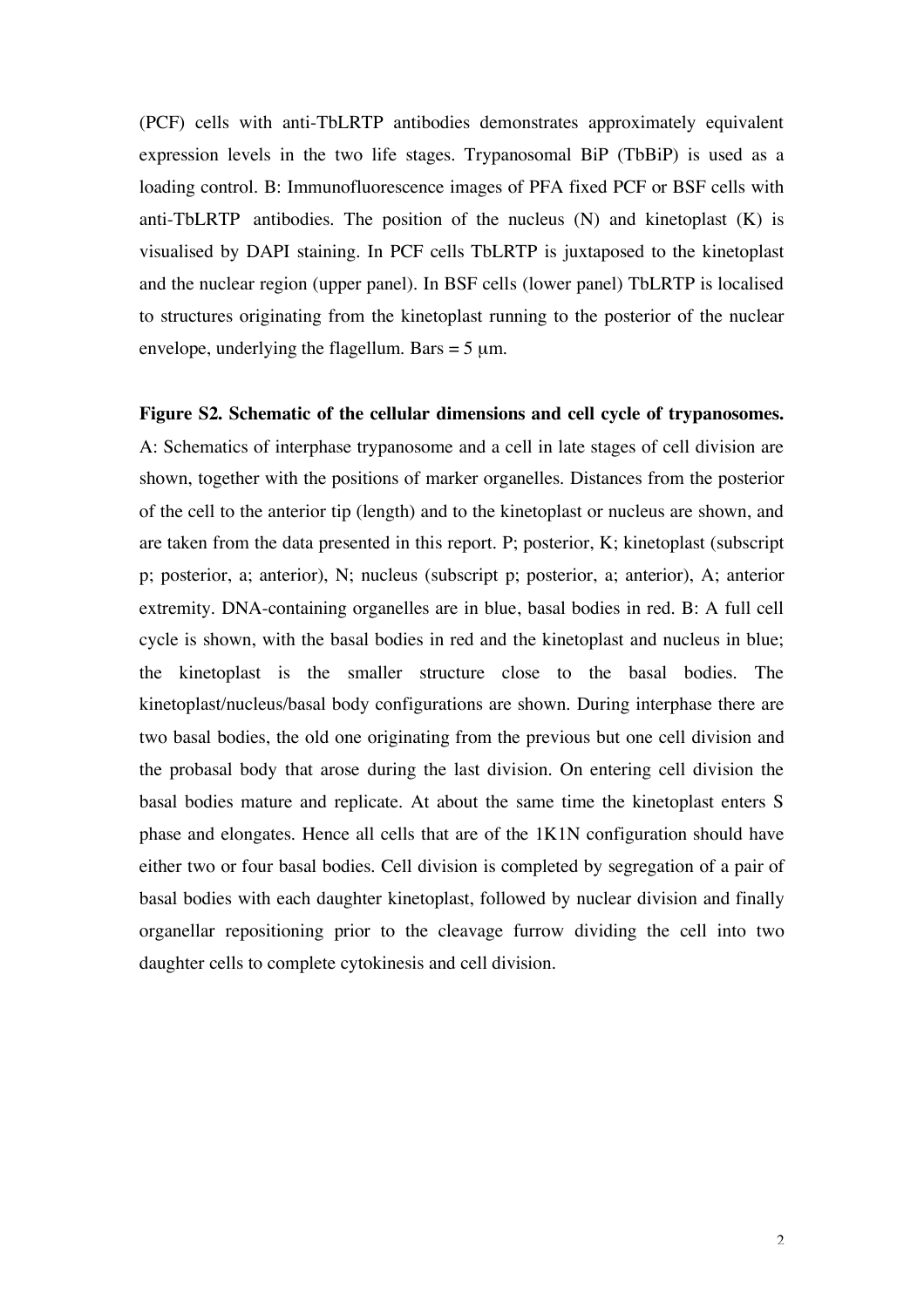(PCF) cells with anti-TbLRTP antibodies demonstrates approximately equivalent expression levels in the two life stages. Trypanosomal BiP (TbBiP) is used as a loading control. B: Immunofluorescence images of PFA fixed PCF or BSF cells with anti-TbLRTP antibodies. The position of the nucleus (N) and kinetoplast (K) is visualised by DAPI staining. In PCF cells TbLRTP is juxtaposed to the kinetoplast and the nuclear region (upper panel). In BSF cells (lower panel) TbLRTP is localised to structures originating from the kinetoplast running to the posterior of the nuclear envelope, underlying the flagellum. Bars = 5 μm.

**Figure S2. Schematic of the cellular dimensions and cell cycle of trypanosomes.** A: Schematics of interphase trypanosome and a cell in late stages of cell division are shown, together with the positions of marker organelles. Distances from the posterior of the cell to the anterior tip (length) and to the kinetoplast or nucleus are shown, and are taken from the data presented in this report. P; posterior, K; kinetoplast (subscript p; posterior, a; anterior), N; nucleus (subscript p; posterior, a; anterior), A; anterior extremity. DNA-containing organelles are in blue, basal bodies in red. B: A full cell cycle is shown, with the basal bodies in red and the kinetoplast and nucleus in blue; the kinetoplast is the smaller structure close to the basal bodies. The kinetoplast/nucleus/basal body configurations are shown. During interphase there are two basal bodies, the old one originating from the previous but one cell division and the probasal body that arose during the last division. On entering cell division the basal bodies mature and replicate. At about the same time the kinetoplast enters S phase and elongates. Hence all cells that are of the 1K1N configuration should have either two or four basal bodies. Cell division is completed by segregation of a pair of basal bodies with each daughter kinetoplast, followed by nuclear division and finally organellar repositioning prior to the cleavage furrow dividing the cell into two daughter cells to complete cytokinesis and cell division.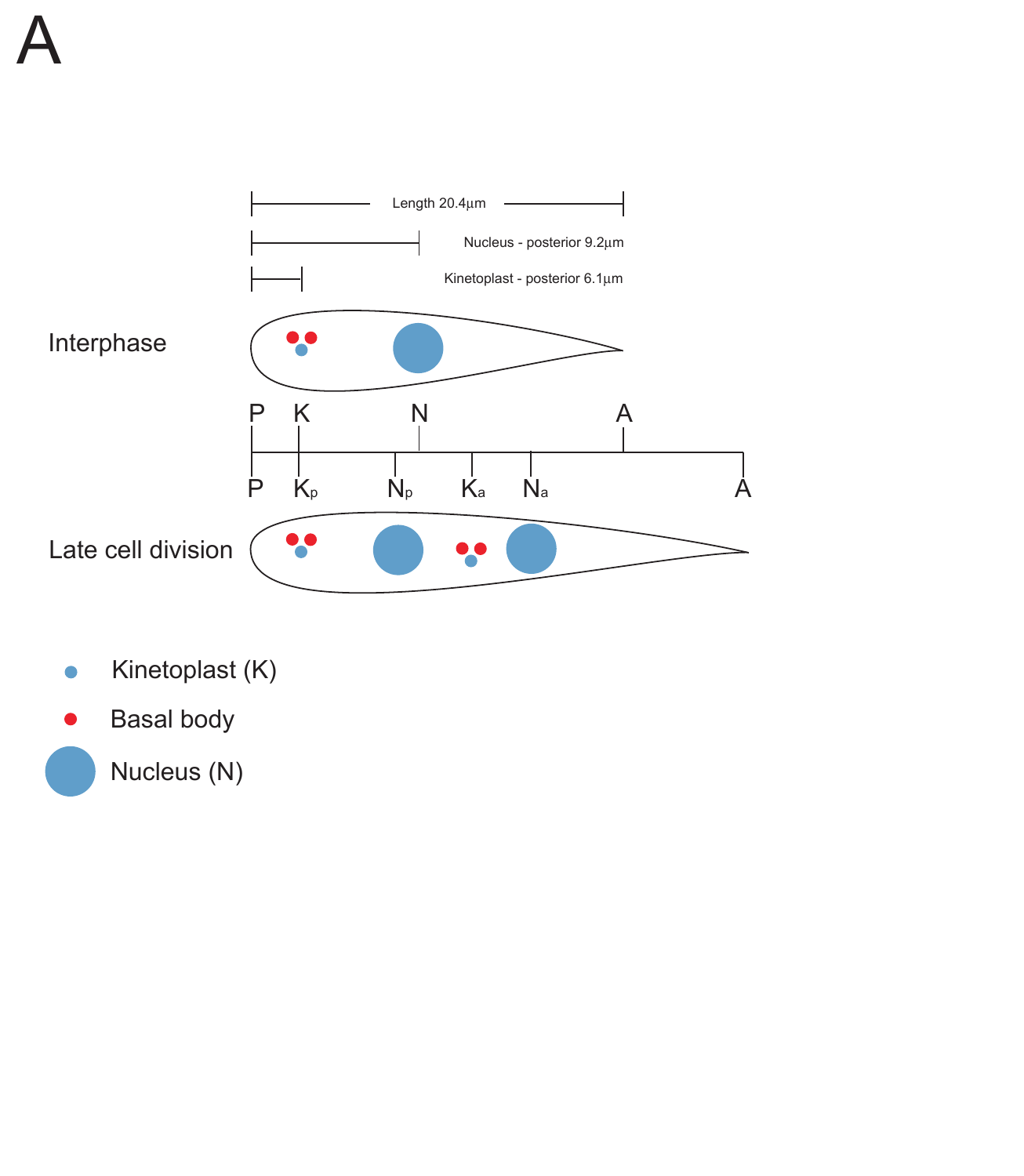A

Length 20.4µm

Nucleus - posterior 9.2µm

Kinetoplast - posterior 6.1µm

Interphase

P K N A

P $K_p$ $N_p$ $K_a$ $N_a$ A

Late cell division

Kinetoplast (K)

Basal body

Nucleus (N)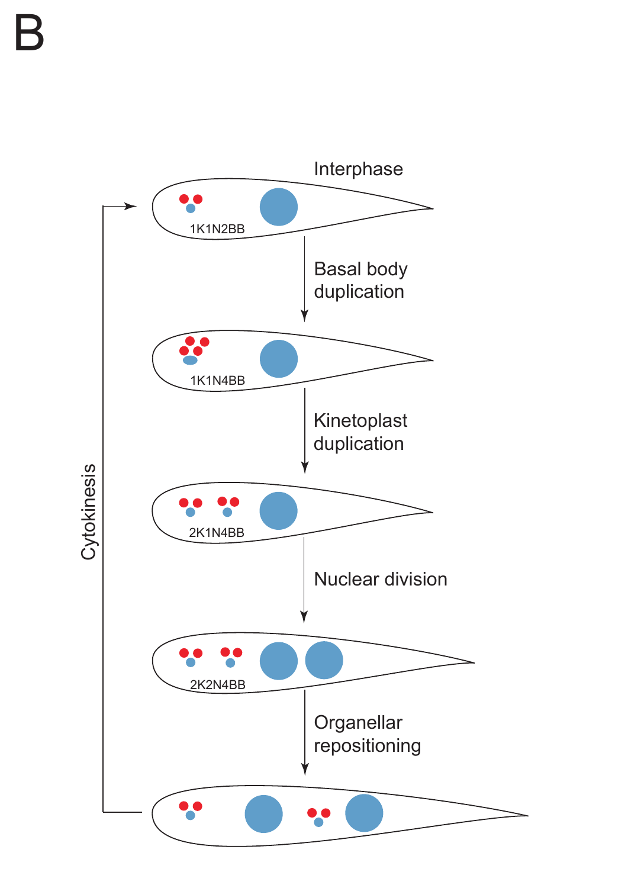B

Interphase

1K1N2BB

Basal body duplication

1K1N4BB

Kinetoplast duplication

2K1N4BB

Nuclear division

2K2N4BB

Organellar repositioning

Cytokinesis